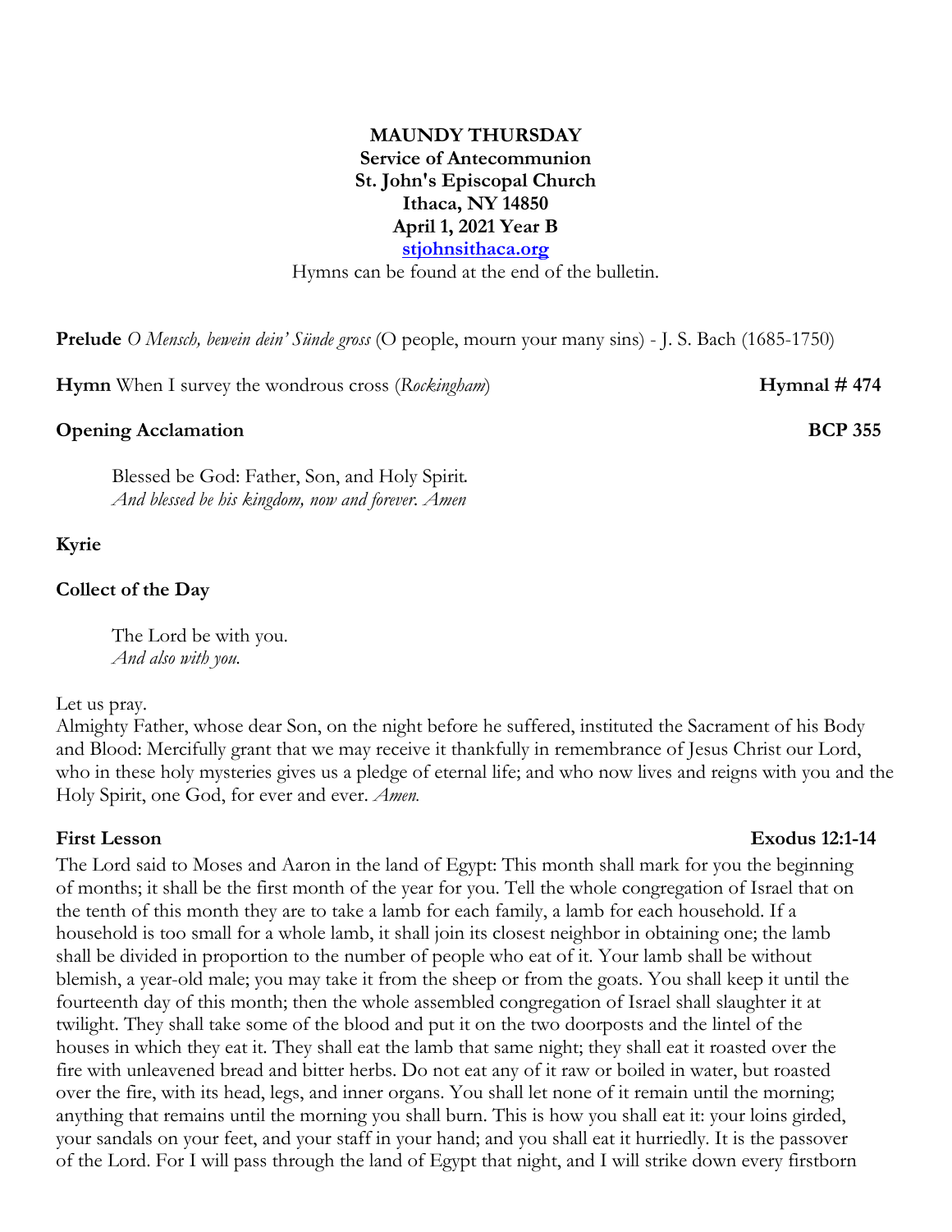**MAUNDY THURSDAY**
**Service of Antecommunion**
**St. John's Episcopal Church**
**Ithaca, NY 14850**
**April 1, 2021 Year B**
**[stjohnsithaca.org](http://stjohnsithaca.org)**

Hymns can be found at the end of the bulletin.

**Prelude** *O Mensch, bewein dein' Sünde gross* (O people, mourn your many sins) - J. S. Bach (1685-1750)

**Hymn** When I survey the wondrous cross (*Rockingham*) **Hymnal # 474**

**Opening Acclamation** **BCP 355**

Blessed be God: Father, Son, and Holy Spirit.
*And blessed be his kingdom, now and forever. Amen*

**Kyrie**

**Collect of the Day**

The Lord be with you.
*And also with you.*

Let us pray.
Almighty Father, whose dear Son, on the night before he suffered, instituted the Sacrament of his Body and Blood: Mercifully grant that we may receive it thankfully in remembrance of Jesus Christ our Lord, who in these holy mysteries gives us a pledge of eternal life; and who now lives and reigns with you and the Holy Spirit, one God, for ever and ever. *Amen.*

**First Lesson** **Exodus 12:1-14**

The Lord said to Moses and Aaron in the land of Egypt: This month shall mark for you the beginning of months; it shall be the first month of the year for you. Tell the whole congregation of Israel that on the tenth of this month they are to take a lamb for each family, a lamb for each household. If a household is too small for a whole lamb, it shall join its closest neighbor in obtaining one; the lamb shall be divided in proportion to the number of people who eat of it. Your lamb shall be without blemish, a year-old male; you may take it from the sheep or from the goats. You shall keep it until the fourteenth day of this month; then the whole assembled congregation of Israel shall slaughter it at twilight. They shall take some of the blood and put it on the two doorposts and the lintel of the houses in which they eat it. They shall eat the lamb that same night; they shall eat it roasted over the fire with unleavened bread and bitter herbs. Do not eat any of it raw or boiled in water, but roasted over the fire, with its head, legs, and inner organs. You shall let none of it remain until the morning; anything that remains until the morning you shall burn. This is how you shall eat it: your loins girded, your sandals on your feet, and your staff in your hand; and you shall eat it hurriedly. It is the passover of the Lord. For I will pass through the land of Egypt that night, and I will strike down every firstborn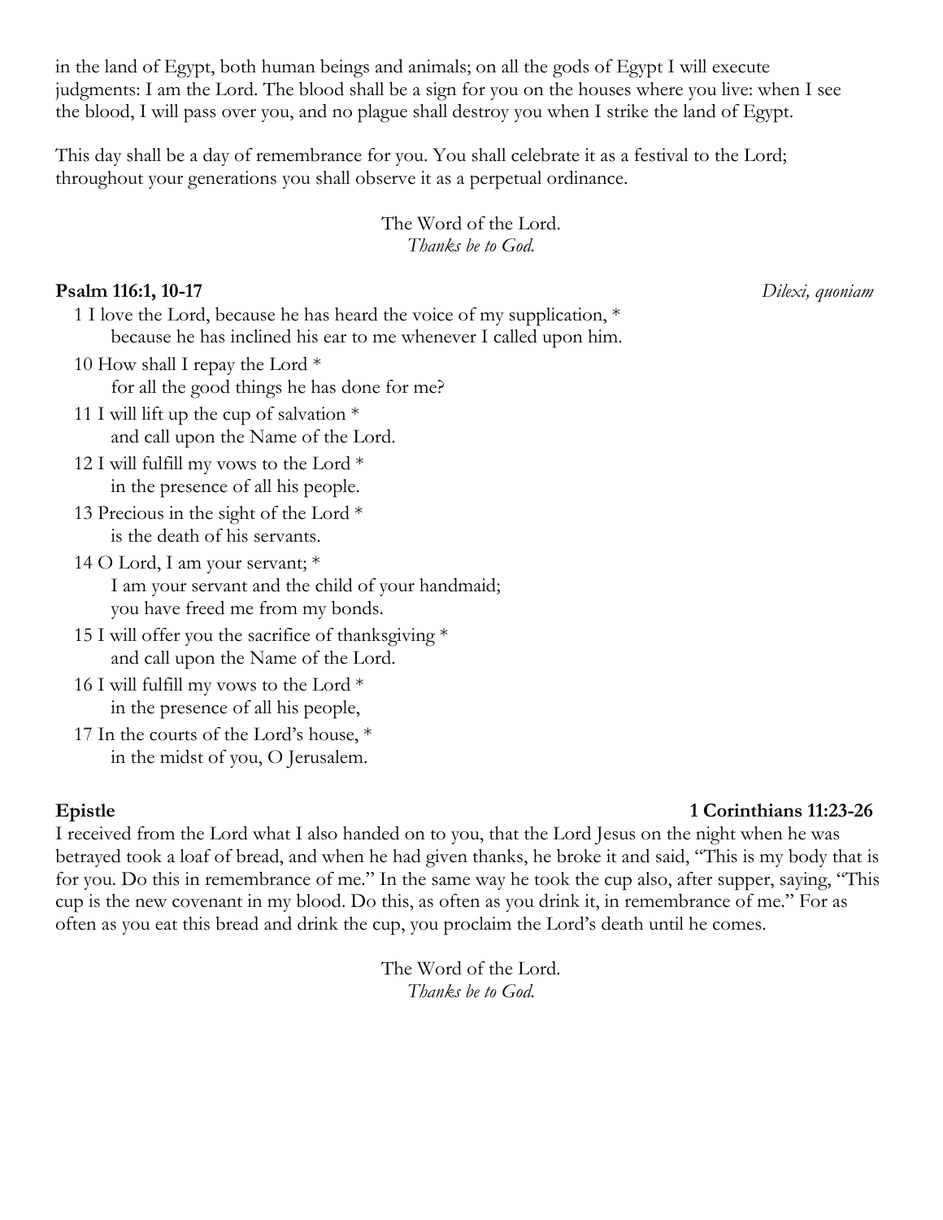in the land of Egypt, both human beings and animals; on all the gods of Egypt I will execute judgments: I am the Lord. The blood shall be a sign for you on the houses where you live: when I see the blood, I will pass over you, and no plague shall destroy you when I strike the land of Egypt.

This day shall be a day of remembrance for you. You shall celebrate it as a festival to the Lord; throughout your generations you shall observe it as a perpetual ordinance.

The Word of the Lord.
*Thanks be to God.*

**Psalm 116:1, 10-17** *Dilexi, quoniam*

1 I love the Lord, because he has heard the voice of my supplication, *
because he has inclined his ear to me whenever I called upon him.

10 How shall I repay the Lord *
for all the good things he has done for me?

11 I will lift up the cup of salvation *
and call upon the Name of the Lord.

12 I will fulfill my vows to the Lord *
in the presence of all his people.

13 Precious in the sight of the Lord *
is the death of his servants.

14 O Lord, I am your servant; *
I am your servant and the child of your handmaid;
you have freed me from my bonds.

15 I will offer you the sacrifice of thanksgiving *
and call upon the Name of the Lord.

16 I will fulfill my vows to the Lord *
in the presence of all his people,

17 In the courts of the Lord's house, *
in the midst of you, O Jerusalem.

**Epistle** **1 Corinthians 11:23-26**

I received from the Lord what I also handed on to you, that the Lord Jesus on the night when he was betrayed took a loaf of bread, and when he had given thanks, he broke it and said, "This is my body that is for you. Do this in remembrance of me." In the same way he took the cup also, after supper, saying, "This cup is the new covenant in my blood. Do this, as often as you drink it, in remembrance of me." For as often as you eat this bread and drink the cup, you proclaim the Lord's death until he comes.

The Word of the Lord.
*Thanks be to God.*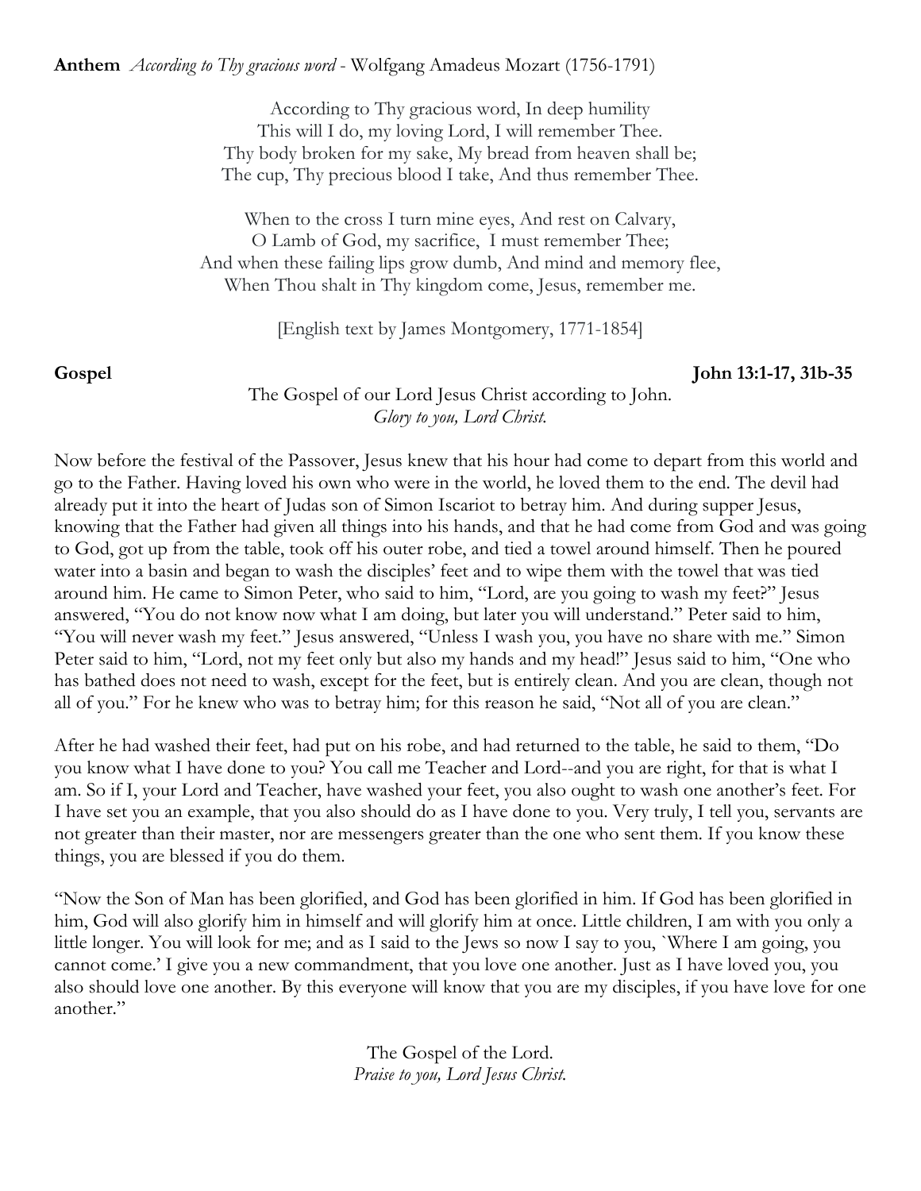**Anthem** *According to Thy gracious word* - Wolfgang Amadeus Mozart (1756-1791)

According to Thy gracious word, In deep humility
This will I do, my loving Lord, I will remember Thee.
Thy body broken for my sake, My bread from heaven shall be;
The cup, Thy precious blood I take, And thus remember Thee.

When to the cross I turn mine eyes, And rest on Calvary,
O Lamb of God, my sacrifice, I must remember Thee;
And when these failing lips grow dumb, And mind and memory flee,
When Thou shalt in Thy kingdom come, Jesus, remember me.

[English text by James Montgomery, 1771-1854]

**Gospel** **John 13:1-17, 31b-35**

The Gospel of our Lord Jesus Christ according to John.
*Glory to you, Lord Christ.*

Now before the festival of the Passover, Jesus knew that his hour had come to depart from this world and go to the Father. Having loved his own who were in the world, he loved them to the end. The devil had already put it into the heart of Judas son of Simon Iscariot to betray him. And during supper Jesus, knowing that the Father had given all things into his hands, and that he had come from God and was going to God, got up from the table, took off his outer robe, and tied a towel around himself. Then he poured water into a basin and began to wash the disciples' feet and to wipe them with the towel that was tied around him. He came to Simon Peter, who said to him, "Lord, are you going to wash my feet?" Jesus answered, "You do not know now what I am doing, but later you will understand." Peter said to him, "You will never wash my feet." Jesus answered, "Unless I wash you, you have no share with me." Simon Peter said to him, "Lord, not my feet only but also my hands and my head!" Jesus said to him, "One who has bathed does not need to wash, except for the feet, but is entirely clean. And you are clean, though not all of you." For he knew who was to betray him; for this reason he said, "Not all of you are clean."

After he had washed their feet, had put on his robe, and had returned to the table, he said to them, "Do you know what I have done to you? You call me Teacher and Lord--and you are right, for that is what I am. So if I, your Lord and Teacher, have washed your feet, you also ought to wash one another's feet. For I have set you an example, that you also should do as I have done to you. Very truly, I tell you, servants are not greater than their master, nor are messengers greater than the one who sent them. If you know these things, you are blessed if you do them.

"Now the Son of Man has been glorified, and God has been glorified in him. If God has been glorified in him, God will also glorify him in himself and will glorify him at once. Little children, I am with you only a little longer. You will look for me; and as I said to the Jews so now I say to you, `Where I am going, you cannot come.' I give you a new commandment, that you love one another. Just as I have loved you, you also should love one another. By this everyone will know that you are my disciples, if you have love for one another."

The Gospel of the Lord.
*Praise to you, Lord Jesus Christ.*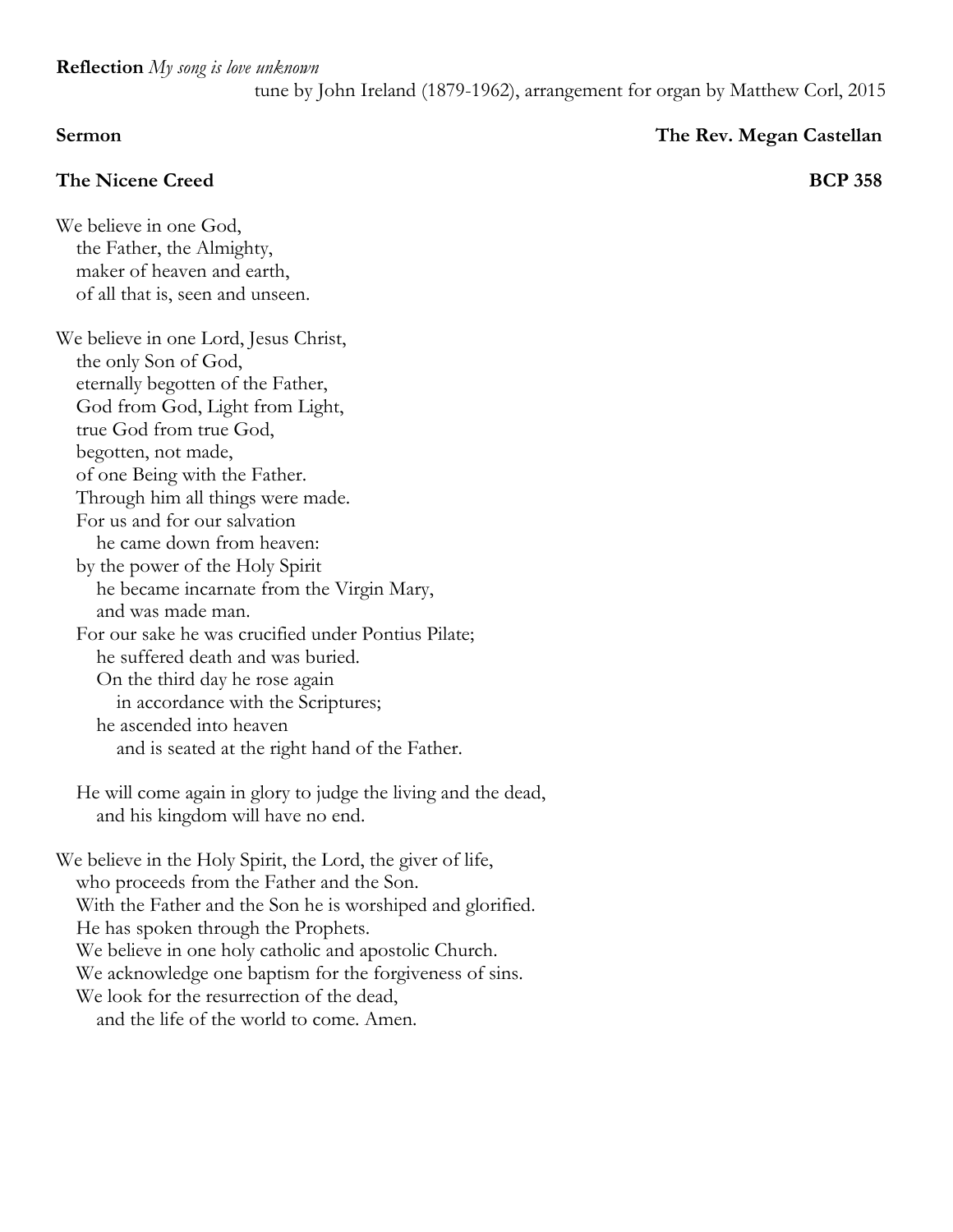**Reflection** *My song is love unknown*
tune by John Ireland (1879-1962), arrangement for organ by Matthew Corl, 2015

**Sermon** **The Rev. Megan Castellan**

**The Nicene Creed** **BCP 358**

We believe in one God,
the Father, the Almighty,
maker of heaven and earth,
of all that is, seen and unseen.

We believe in one Lord, Jesus Christ,
the only Son of God,
eternally begotten of the Father,
God from God, Light from Light,
true God from true God,
begotten, not made,
of one Being with the Father.
Through him all things were made.
For us and for our salvation
he came down from heaven:
by the power of the Holy Spirit
he became incarnate from the Virgin Mary,
and was made man.
For our sake he was crucified under Pontius Pilate;
he suffered death and was buried.
On the third day he rose again
in accordance with the Scriptures;
he ascended into heaven
and is seated at the right hand of the Father.

He will come again in glory to judge the living and the dead,
and his kingdom will have no end.

We believe in the Holy Spirit, the Lord, the giver of life,
who proceeds from the Father and the Son.
With the Father and the Son he is worshiped and glorified.
He has spoken through the Prophets.
We believe in one holy catholic and apostolic Church.
We acknowledge one baptism for the forgiveness of sins.
We look for the resurrection of the dead,
and the life of the world to come. Amen.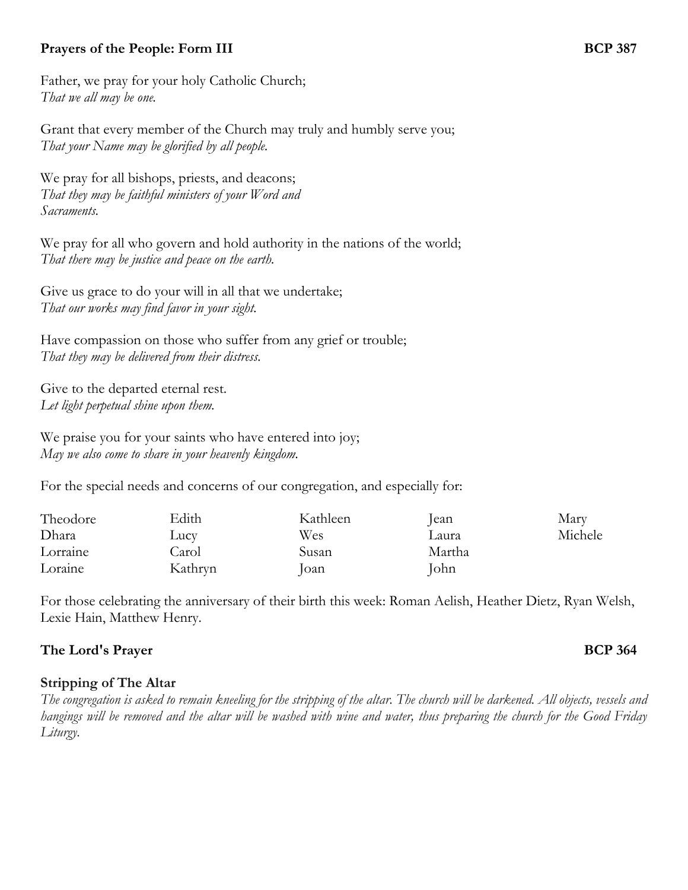**Prayers of the People: Form III** **BCP 387**

Father, we pray for your holy Catholic Church;
*That we all may be one.*

Grant that every member of the Church may truly and humbly serve you;
*That your Name may be glorified by all people.*

We pray for all bishops, priests, and deacons;
*That they may be faithful ministers of your Word and Sacraments.*

We pray for all who govern and hold authority in the nations of the world;
*That there may be justice and peace on the earth.*

Give us grace to do your will in all that we undertake;
*That our works may find favor in your sight.*

Have compassion on those who suffer from any grief or trouble;
*That they may be delivered from their distress.*

Give to the departed eternal rest.
*Let light perpetual shine upon them.*

We praise you for your saints who have entered into joy;
*May we also come to share in your heavenly kingdom.*

For the special needs and concerns of our congregation, and especially for:

| | | | | |
|---|---|---|---|---|
| Theodore | Edith | Kathleen | Jean | Mary |
| Dhara | Lucy | Wes | Laura | Michele |
| Lorraine | Carol | Susan | Martha | |
| Loraine | Kathryn | Joan | John | |

For those celebrating the anniversary of their birth this week: Roman Aelish, Heather Dietz, Ryan Welsh, Lexie Hain, Matthew Henry.

**The Lord's Prayer** **BCP 364**

**Stripping of The Altar**

*The congregation is asked to remain kneeling for the stripping of the altar. The church will be darkened. All objects, vessels and hangings will be removed and the altar will be washed with wine and water, thus preparing the church for the Good Friday Liturgy.*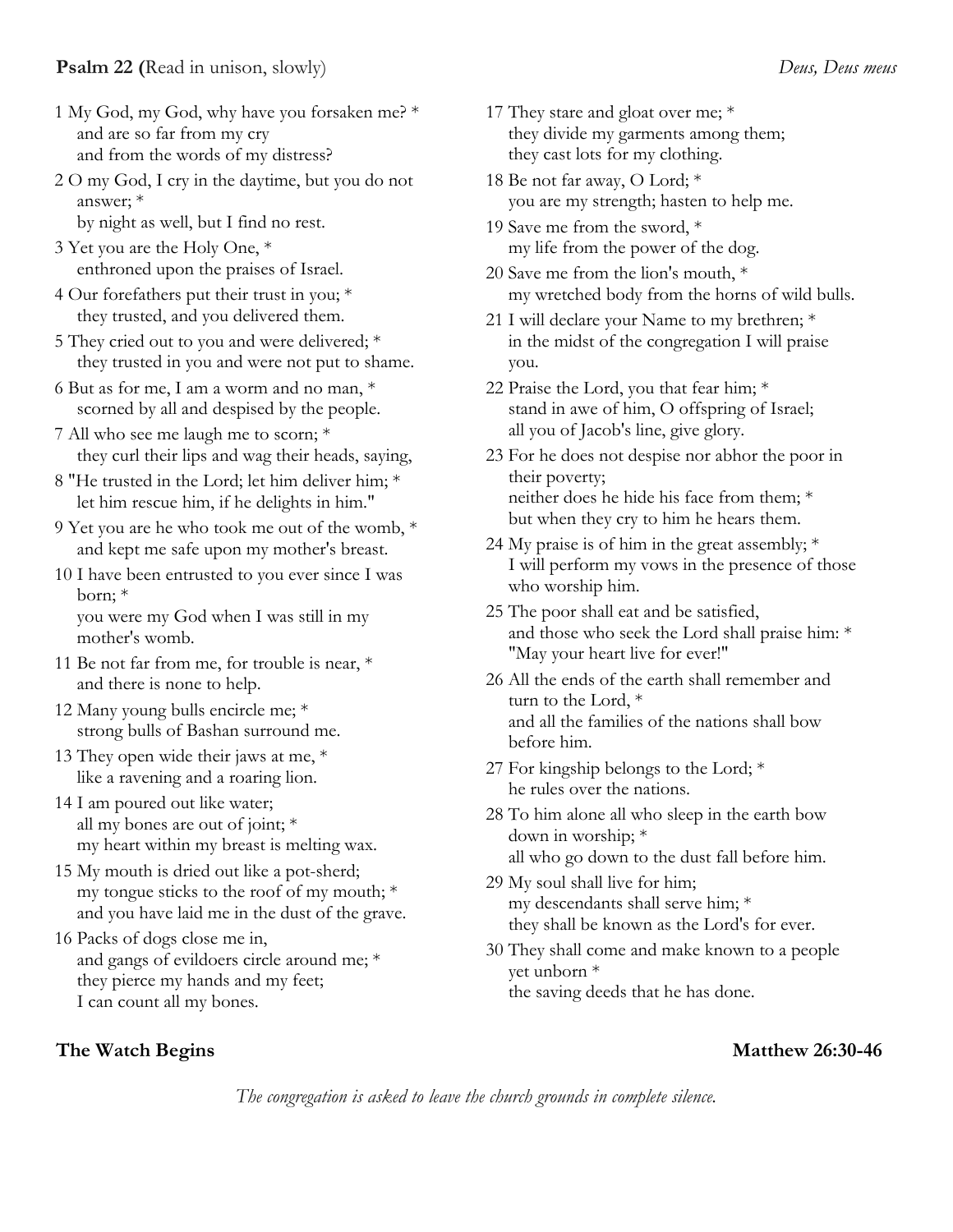**Psalm 22 (**Read in unison, slowly) *Deus, Deus meus*

1 My God, my God, why have you forsaken me? *
and are so far from my cry
and from the words of my distress?

2 O my God, I cry in the daytime, but you do not answer; *
by night as well, but I find no rest.

3 Yet you are the Holy One, *
enthroned upon the praises of Israel.

4 Our forefathers put their trust in you; *
they trusted, and you delivered them.

5 They cried out to you and were delivered; *
they trusted in you and were not put to shame.

6 But as for me, I am a worm and no man, *
scorned by all and despised by the people.

7 All who see me laugh me to scorn; *
they curl their lips and wag their heads, saying,

8 "He trusted in the Lord; let him deliver him; *
let him rescue him, if he delights in him."

9 Yet you are he who took me out of the womb, *
and kept me safe upon my mother's breast.

10 I have been entrusted to you ever since I was born; *
you were my God when I was still in my mother's womb.

11 Be not far from me, for trouble is near, *
and there is none to help.

12 Many young bulls encircle me; *
strong bulls of Bashan surround me.

13 They open wide their jaws at me, *
like a ravening and a roaring lion.

14 I am poured out like water;
all my bones are out of joint; *
my heart within my breast is melting wax.

15 My mouth is dried out like a pot-sherd;
my tongue sticks to the roof of my mouth; *
and you have laid me in the dust of the grave.

16 Packs of dogs close me in,
and gangs of evildoers circle around me; *
they pierce my hands and my feet;
I can count all my bones.

17 They stare and gloat over me; *
they divide my garments among them;
they cast lots for my clothing.

18 Be not far away, O Lord; *
you are my strength; hasten to help me.

19 Save me from the sword, *
my life from the power of the dog.

20 Save me from the lion's mouth, *
my wretched body from the horns of wild bulls.

21 I will declare your Name to my brethren; *
in the midst of the congregation I will praise you.

22 Praise the Lord, you that fear him; *
stand in awe of him, O offspring of Israel;
all you of Jacob's line, give glory.

23 For he does not despise nor abhor the poor in their poverty;
neither does he hide his face from them; *
but when they cry to him he hears them.

24 My praise is of him in the great assembly; *
I will perform my vows in the presence of those who worship him.

25 The poor shall eat and be satisfied,
and those who seek the Lord shall praise him: *
"May your heart live for ever!"

26 All the ends of the earth shall remember and turn to the Lord, *
and all the families of the nations shall bow before him.

27 For kingship belongs to the Lord; *
he rules over the nations.

28 To him alone all who sleep in the earth bow down in worship; *
all who go down to the dust fall before him.

29 My soul shall live for him;
my descendants shall serve him; *
they shall be known as the Lord's for ever.

30 They shall come and make known to a people yet unborn *
the saving deeds that he has done.

**The Watch Begins** **Matthew 26:30-46**

*The congregation is asked to leave the church grounds in complete silence.*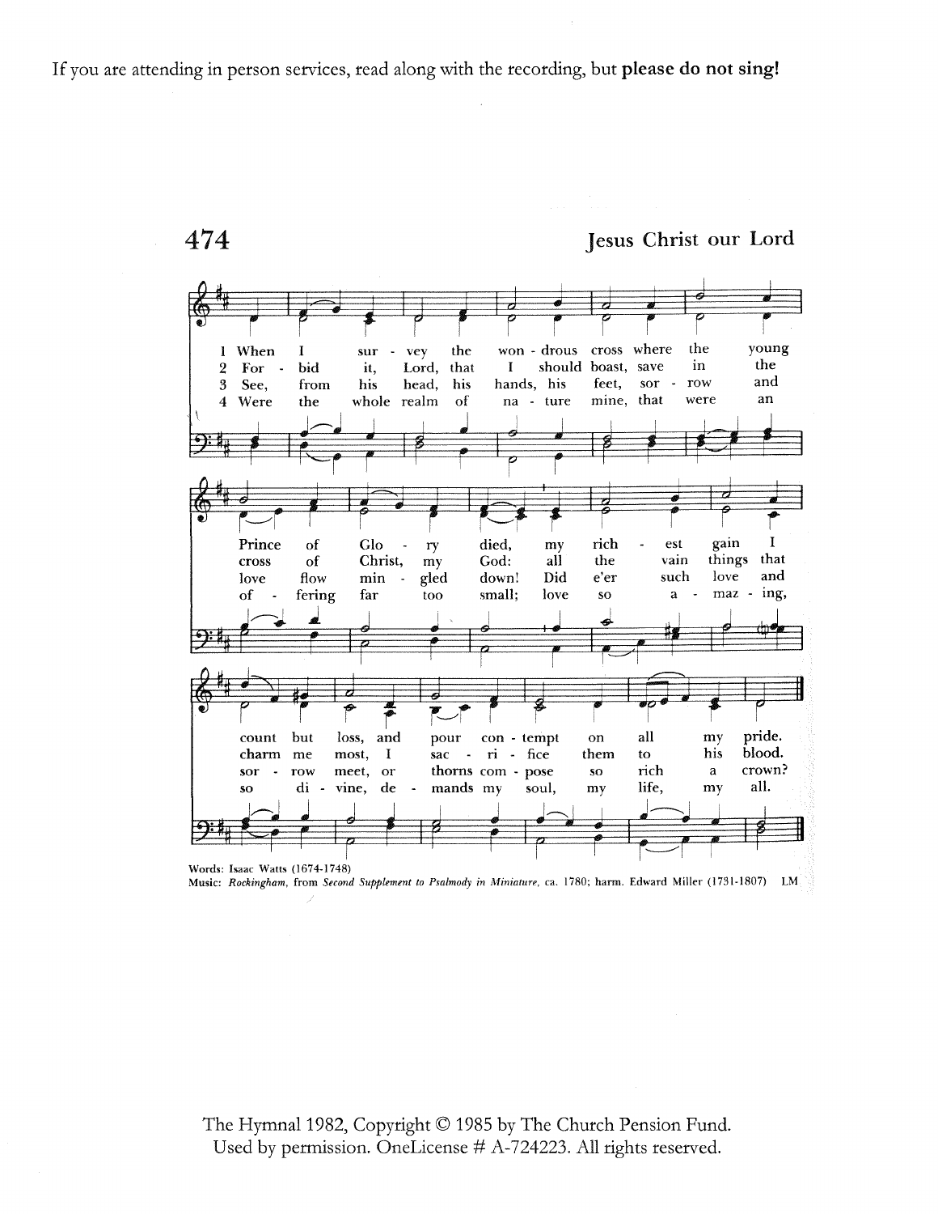If you are attending in person services, read along with the recording, but **please do not sing!**

## 474

**Jesus Christ our Lord**

1 When I survey the wondrous cross where the young Prince of Glory died, my richest gain I count but loss, and pour contempt on all my pride.

2 Forbid it, Lord, that I should boast, save in the cross of Christ, my God: all the vain things that charm me most, I sacrifice them to his blood.

3 See, from his head, his hands, his feet, sorrow and love flow mingled down! Did e'er such love and sorrow meet, or thorns compose so rich a crown?

4 Were the whole realm of nature mine, that were an offering far too small; love so amazing, so divine, demands my soul, my life, my all.

Words: Isaac Watts (1674-1748)
Music: *Rockingham*, from *Second Supplement to Psalmody in Miniature*, ca. 1780; harm. Edward Miller (1731-1807) LM

The Hymnal 1982, Copyright © 1985 by The Church Pension Fund.
Used by permission. OneLicense # A-724223. All rights reserved.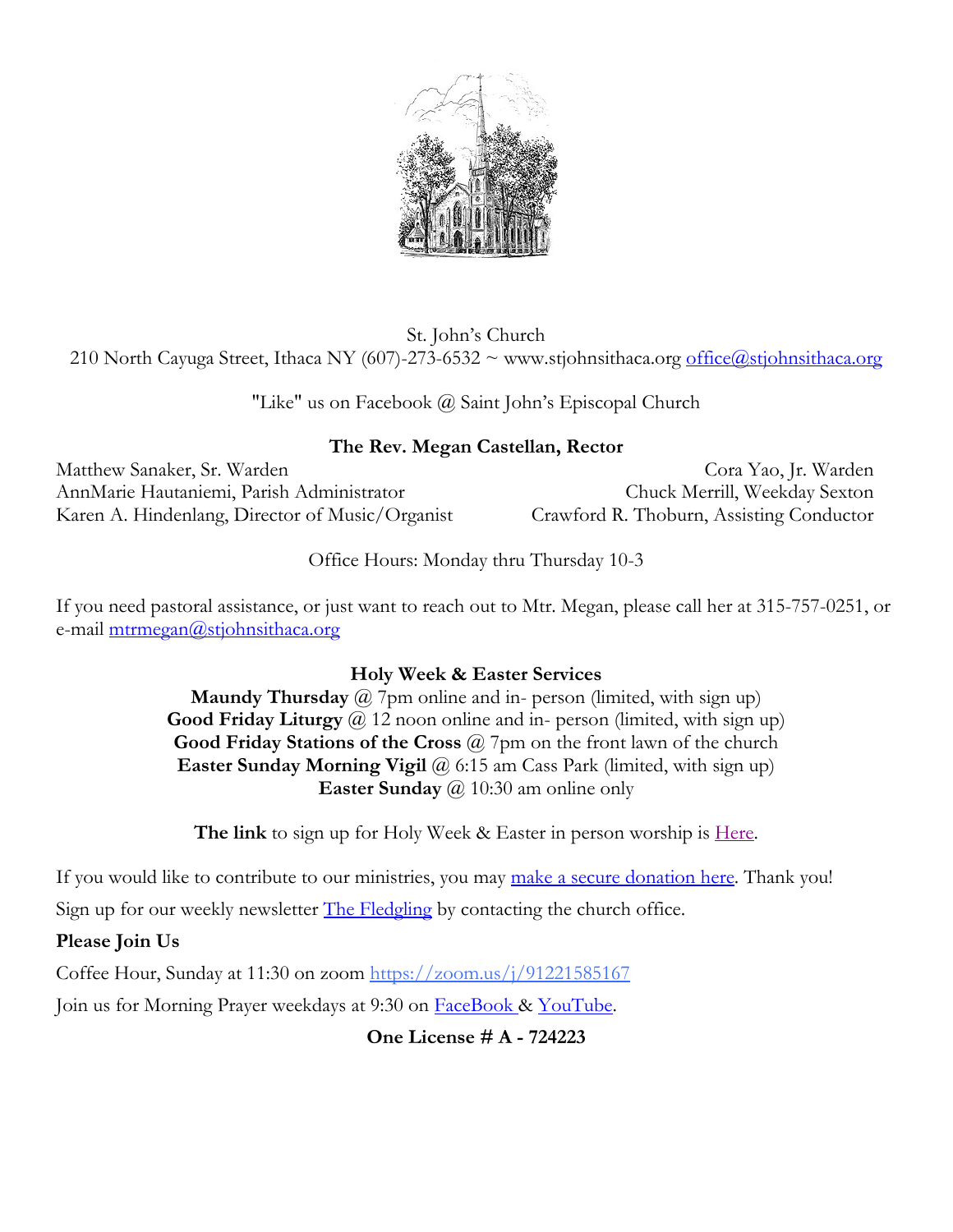St. John's Church
210 North Cayuga Street, Ithaca NY (607)-273-6532 ~ www.stjohnsithaca.org office@stjohnsithaca.org

"Like" us on Facebook @ Saint John's Episcopal Church

**The Rev. Megan Castellan, Rector**

Matthew Sanaker, Sr. Warden
Cora Yao, Jr. Warden
AnnMarie Hautaniemi, Parish Administrator
Chuck Merrill, Weekday Sexton
Karen A. Hindenlang, Director of Music/Organist
Crawford R. Thoburn, Assisting Conductor

Office Hours: Monday thru Thursday 10-3

If you need pastoral assistance, or just want to reach out to Mtr. Megan, please call her at 315-757-0251, or e-mail mtrmegan@stjohnsithaca.org

**Holy Week & Easter Services**
**Maundy Thursday** @ 7pm online and in- person (limited, with sign up)
**Good Friday Liturgy** @ 12 noon online and in- person (limited, with sign up)
**Good Friday Stations of the Cross** @ 7pm on the front lawn of the church
**Easter Sunday Morning Vigil** @ 6:15 am Cass Park (limited, with sign up)
**Easter Sunday** @ 10:30 am online only

**The link** to sign up for Holy Week & Easter in person worship is Here.

If you would like to contribute to our ministries, you may make a secure donation here. Thank you!

Sign up for our weekly newsletter The Fledgling by contacting the church office.

**Please Join Us**

Coffee Hour, Sunday at 11:30 on zoom https://zoom.us/j/91221585167

Join us for Morning Prayer weekdays at 9:30 on FaceBook & YouTube.

**One License # A - 724223**